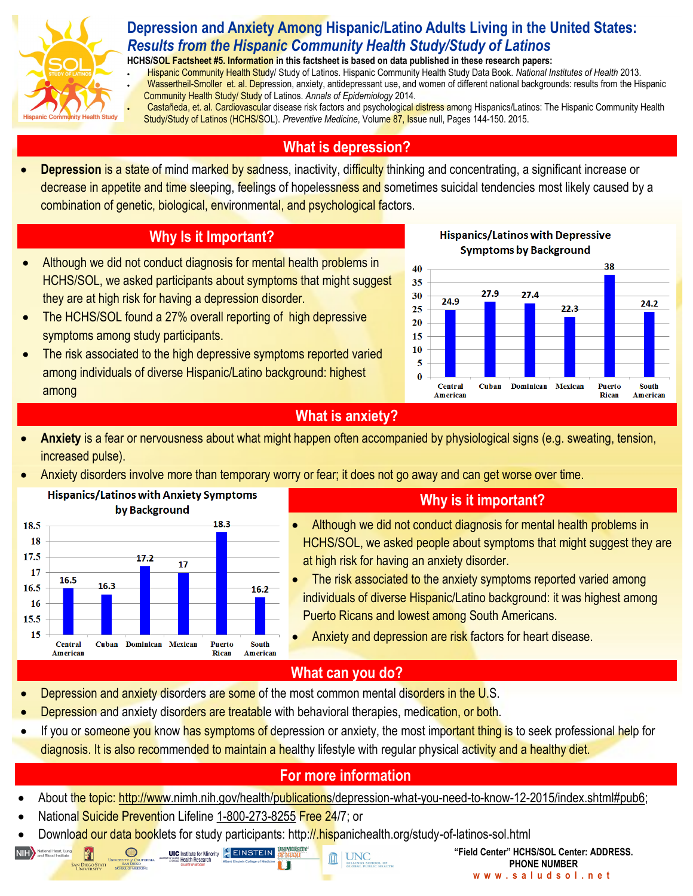# Depression and Anxiety Among Hispanic/Latino Adults Living in the United States:

## *Results from the Hispanic Community Health Study/Study of Latinos*

**HCHS/SOL Factsheet #5. Information in this factsheet is based on data published in these research papers:**

- Hispanic Community Health Study/ Study of Latinos. Hispanic Community Health Study Data Book. *National Institutes of Health* 2013.
- Wassertheil-Smoller et. al. Depression, anxiety, antidepressant use, and women of different national backgrounds: results from the Hispanic Community Health Study/ Study of Latinos. *Annals of Epidemiology* 2014.
- Castañeda, et. al. Cardiovascular disease risk factors and psychological distress among Hispanics/Latinos: The Hispanic Community Health Study/Study of Latinos (HCHS/SOL). *Preventive Medicine*, Volume 87, Issue null, Pages 144-150. 2015.

## What is depression?

- **Depression** is a state of mind marked by sadness, inactivity, difficulty thinking and concentrating, a significant increase or decrease in appetite and time sleeping, feelings of hopelessness and sometimes suicidal tendencies most likely caused by a combination of genetic, biological, environmental, and psychological factors.

## Why Is it Important?

- Although we did not conduct diagnosis for mental health problems in HCHS/SOL, we asked participants about symptoms that might suggest they are at high risk for having a depression disorder.
- The HCHS/SOL found a 27% overall reporting of high depressive symptoms among study participants.
- The risk associated to the high depressive symptoms reported varied among individuals of diverse Hispanic/Latino background: highest among

**Hispanics/Latinos with Depressive Symptoms by Background**

| Background | % |
|---|---|
| Central American | 24.9 |
| Cuban | 27.9 |
| Dominican | 27.4 |
| Mexican | 22.3 |
| Puerto Rican | 38 |
| South American | 24.2 |

## What is anxiety?

- **Anxiety** is a fear or nervousness about what might happen often accompanied by physiological signs (e.g. sweating, tension, increased pulse).
- Anxiety disorders involve more than temporary worry or fear; it does not go away and can get worse over time.

**Hispanics/Latinos with Anxiety Symptoms by Background**

| Background | Value |
|---|---|
| Central American | 16.5 |
| Cuban | 16.3 |
| Dominican | 17.2 |
| Mexican | 17 |
| Puerto Rican | 18.3 |
| South American | 16.2 |

## Why is it important?

- Although we did not conduct diagnosis for mental health problems in HCHS/SOL, we asked people about symptoms that might suggest they are at high risk for having an anxiety disorder.
- The risk associated to the anxiety symptoms reported varied among individuals of diverse Hispanic/Latino background: it was highest among Puerto Ricans and lowest among South Americans.
- Anxiety and depression are risk factors for heart disease.

## What can you do?

- Depression and anxiety disorders are some of the most common mental disorders in the U.S.
- Depression and anxiety disorders are treatable with behavioral therapies, medication, or both.
- If you or someone you know has symptoms of depression or anxiety, the most important thing is to seek professional help for diagnosis. It is also recommended to maintain a healthy lifestyle with regular physical activity and a healthy diet.

## For more information

- About the topic: http://www.nimh.nih.gov/health/publications/depression-what-you-need-to-know-12-2015/index.shtml#pub6;
- National Suicide Prevention Lifeline 1-800-273-8255 Free 24/7; or
- Download our data booklets for study participants: http://.hispanichealth.org/study-of-latinos-sol.html

"Field Center" HCHS/SOL Center: ADDRESS.
PHONE NUMBER
www.saludsol.net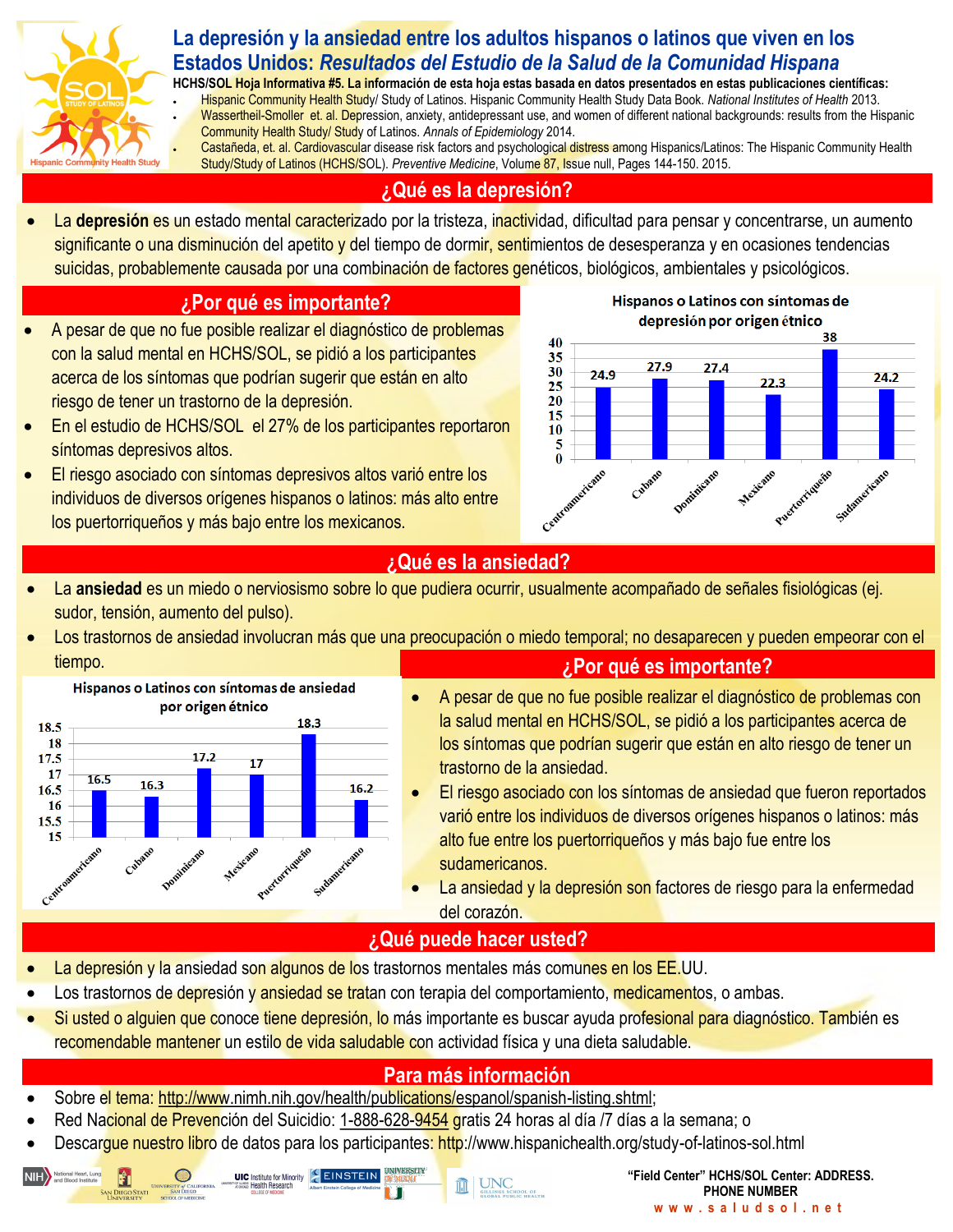# La depresión y la ansiedad entre los adultos hispanos o latinos que viven en los Estados Unidos: *Resultados del Estudio de la Salud de la Comunidad Hispana*

**HCHS/SOL Hoja Informativa #5. La información de esta hoja estas basada en datos presentados en estas publicaciones científicas:**

- Hispanic Community Health Study/ Study of Latinos. Hispanic Community Health Study Data Book. *National Institutes of Health* 2013.
- Wassertheil-Smoller et. al. Depression, anxiety, antidepressant use, and women of different national backgrounds: results from the Hispanic Community Health Study/ Study of Latinos. *Annals of Epidemiology* 2014.
- Castañeda, et. al. Cardiovascular disease risk factors and psychological distress among Hispanics/Latinos: The Hispanic Community Health Study/Study of Latinos (HCHS/SOL). *Preventive Medicine*, Volume 87, Issue null, Pages 144-150. 2015.

## ¿Qué es la depresión?

- La **depresión** es un estado mental caracterizado por la tristeza, inactividad, dificultad para pensar y concentrarse, un aumento significante o una disminución del apetito y del tiempo de dormir, sentimientos de desesperanza y en ocasiones tendencias suicidas, probablemente causada por una combinación de factores genéticos, biológicos, ambientales y psicológicos.

## ¿Por qué es importante?

- A pesar de que no fue posible realizar el diagnóstico de problemas con la salud mental en HCHS/SOL, se pidió a los participantes acerca de los síntomas que podrían sugerir que están en alto riesgo de tener un trastorno de la depresión.
- En el estudio de HCHS/SOL el 27% de los participantes reportaron síntomas depresivos altos.
- El riesgo asociado con síntomas depresivos altos varió entre los individuos de diversos orígenes hispanos o latinos: más alto entre los puertorriqueños y más bajo entre los mexicanos.

**Hispanos o Latinos con síntomas de depresión por origen étnico**

Centroamericano 24.9
Cubano 27.9
Dominicano 27.4
Mexicano 22.3
Puertorriqueño 38
Sudamericano 24.2

## ¿Qué es la ansiedad?

- La **ansiedad** es un miedo o nerviosismo sobre lo que pudiera ocurrir, usualmente acompañado de señales fisiológicas (ej. sudor, tensión, aumento del pulso).
- Los trastornos de ansiedad involucran más que una preocupación o miedo temporal; no desaparecen y pueden empeorar con el tiempo.

**Hispanos o Latinos con síntomas de ansiedad por origen étnico**

Centroamericano 16.5
Cubano 16.3
Dominicano 17.2
Mexicano 17
Puertorriqueño 18.3
Sudamericano 16.2

## ¿Por qué es importante?

- A pesar de que no fue posible realizar el diagnóstico de problemas con la salud mental en HCHS/SOL, se pidió a los participantes acerca de los síntomas que podrían sugerir que están en alto riesgo de tener un trastorno de la ansiedad.
- El riesgo asociado con los síntomas de ansiedad que fueron reportados varió entre los individuos de diversos orígenes hispanos o latinos: más alto fue entre los puertorriqueños y más bajo fue entre los sudamericanos.
- La ansiedad y la depresión son factores de riesgo para la enfermedad del corazón.

## ¿Qué puede hacer usted?

- La depresión y la ansiedad son algunos de los trastornos mentales más comunes en los EE.UU.
- Los trastornos de depresión y ansiedad se tratan con terapia del comportamiento, medicamentos, o ambas.
- Si usted o alguien que conoce tiene depresión, lo más importante es buscar ayuda profesional para diagnóstico. También es recomendable mantener un estilo de vida saludable con actividad física y una dieta saludable.

## Para más información

- Sobre el tema: http://www.nimh.nih.gov/health/publications/espanol/spanish-listing.shtml;
- Red Nacional de Prevención del Suicidio: 1-888-628-9454 gratis 24 horas al día /7 días a la semana; o
- Descargue nuestro libro de datos para los participantes: http://www.hispanichealth.org/study-of-latinos-sol.html

**"Field Center" HCHS/SOL Center: ADDRESS.**
**PHONE NUMBER**
**www.saludsol.net**